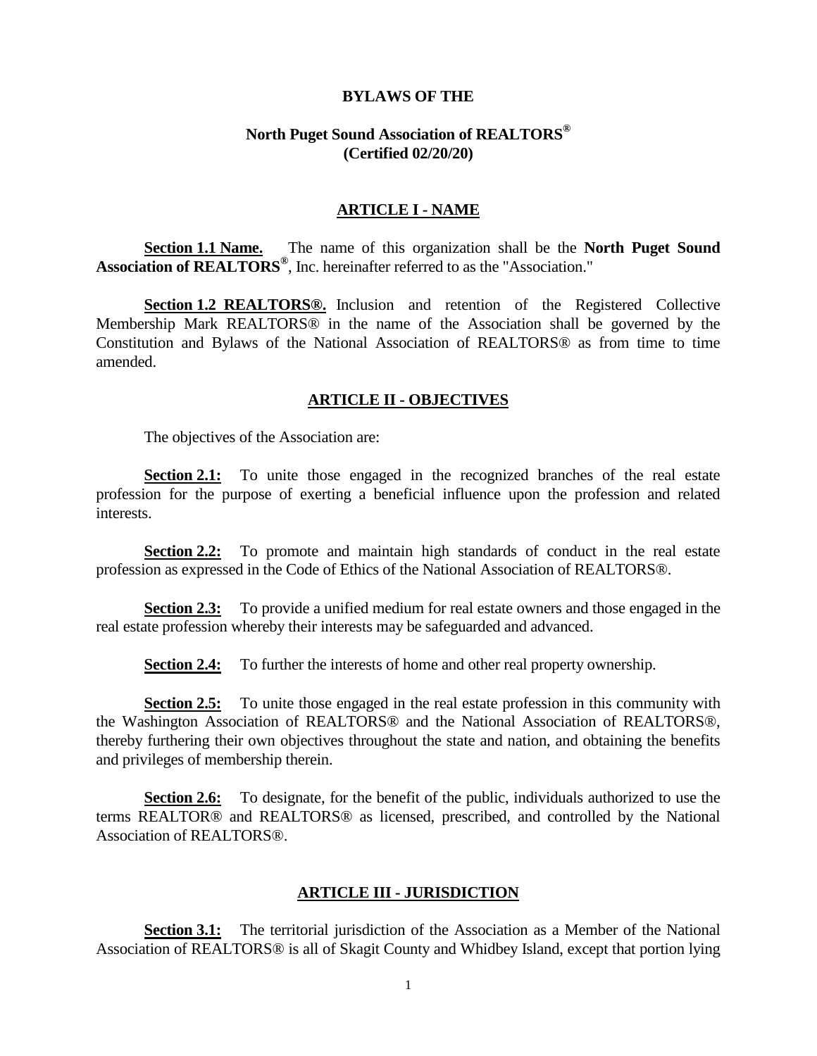**BYLAWS OF THE**

# North Puget Sound Association of REALTORS®
**(Certified 02/20/20)**

## ARTICLE I - NAME

**Section 1.1 Name.** The name of this organization shall be the **North Puget Sound Association of REALTORS®**, Inc. hereinafter referred to as the "Association."

**Section 1.2 REALTORS®.** Inclusion and retention of the Registered Collective Membership Mark REALTORS® in the name of the Association shall be governed by the Constitution and Bylaws of the National Association of REALTORS® as from time to time amended.

## ARTICLE II - OBJECTIVES

The objectives of the Association are:

**Section 2.1:** To unite those engaged in the recognized branches of the real estate profession for the purpose of exerting a beneficial influence upon the profession and related interests.

**Section 2.2:** To promote and maintain high standards of conduct in the real estate profession as expressed in the Code of Ethics of the National Association of REALTORS®.

**Section 2.3:** To provide a unified medium for real estate owners and those engaged in the real estate profession whereby their interests may be safeguarded and advanced.

**Section 2.4:** To further the interests of home and other real property ownership.

**Section 2.5:** To unite those engaged in the real estate profession in this community with the Washington Association of REALTORS® and the National Association of REALTORS®, thereby furthering their own objectives throughout the state and nation, and obtaining the benefits and privileges of membership therein.

**Section 2.6:** To designate, for the benefit of the public, individuals authorized to use the terms REALTOR® and REALTORS® as licensed, prescribed, and controlled by the National Association of REALTORS®.

## ARTICLE III - JURISDICTION

**Section 3.1:** The territorial jurisdiction of the Association as a Member of the National Association of REALTORS® is all of Skagit County and Whidbey Island, except that portion lying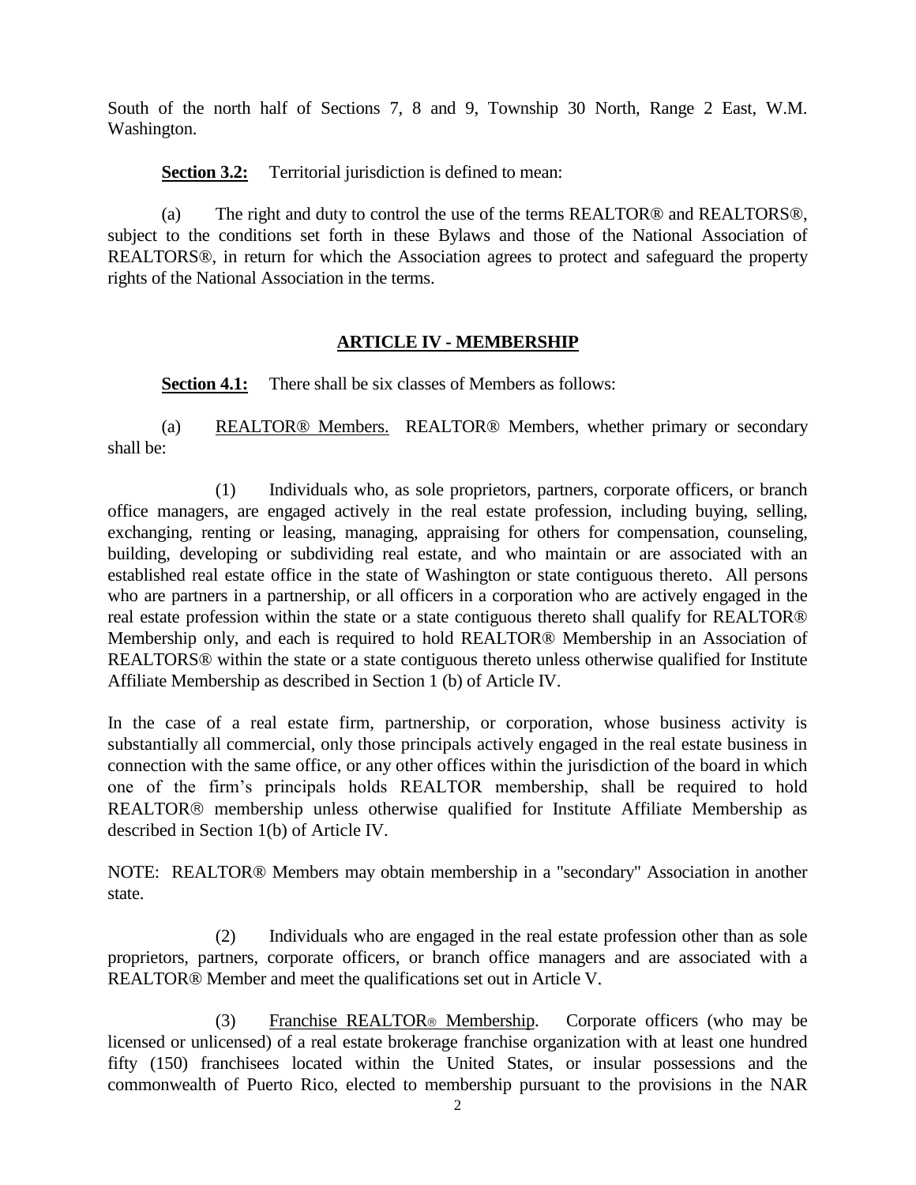South of the north half of Sections 7, 8 and 9, Township 30 North, Range 2 East, W.M. Washington.

**Section 3.2:** Territorial jurisdiction is defined to mean:

(a) The right and duty to control the use of the terms REALTOR® and REALTORS®, subject to the conditions set forth in these Bylaws and those of the National Association of REALTORS®, in return for which the Association agrees to protect and safeguard the property rights of the National Association in the terms.

## ARTICLE IV - MEMBERSHIP

**Section 4.1:** There shall be six classes of Members as follows:

(a) REALTOR® Members. REALTOR® Members, whether primary or secondary shall be:

(1) Individuals who, as sole proprietors, partners, corporate officers, or branch office managers, are engaged actively in the real estate profession, including buying, selling, exchanging, renting or leasing, managing, appraising for others for compensation, counseling, building, developing or subdividing real estate, and who maintain or are associated with an established real estate office in the state of Washington or state contiguous thereto. All persons who are partners in a partnership, or all officers in a corporation who are actively engaged in the real estate profession within the state or a state contiguous thereto shall qualify for REALTOR® Membership only, and each is required to hold REALTOR® Membership in an Association of REALTORS® within the state or a state contiguous thereto unless otherwise qualified for Institute Affiliate Membership as described in Section 1 (b) of Article IV.

In the case of a real estate firm, partnership, or corporation, whose business activity is substantially all commercial, only those principals actively engaged in the real estate business in connection with the same office, or any other offices within the jurisdiction of the board in which one of the firm's principals holds REALTOR membership, shall be required to hold REALTOR® membership unless otherwise qualified for Institute Affiliate Membership as described in Section 1(b) of Article IV.

NOTE: REALTOR® Members may obtain membership in a "secondary" Association in another state.

(2) Individuals who are engaged in the real estate profession other than as sole proprietors, partners, corporate officers, or branch office managers and are associated with a REALTOR® Member and meet the qualifications set out in Article V.

(3) Franchise REALTOR® Membership. Corporate officers (who may be licensed or unlicensed) of a real estate brokerage franchise organization with at least one hundred fifty (150) franchisees located within the United States, or insular possessions and the commonwealth of Puerto Rico, elected to membership pursuant to the provisions in the NAR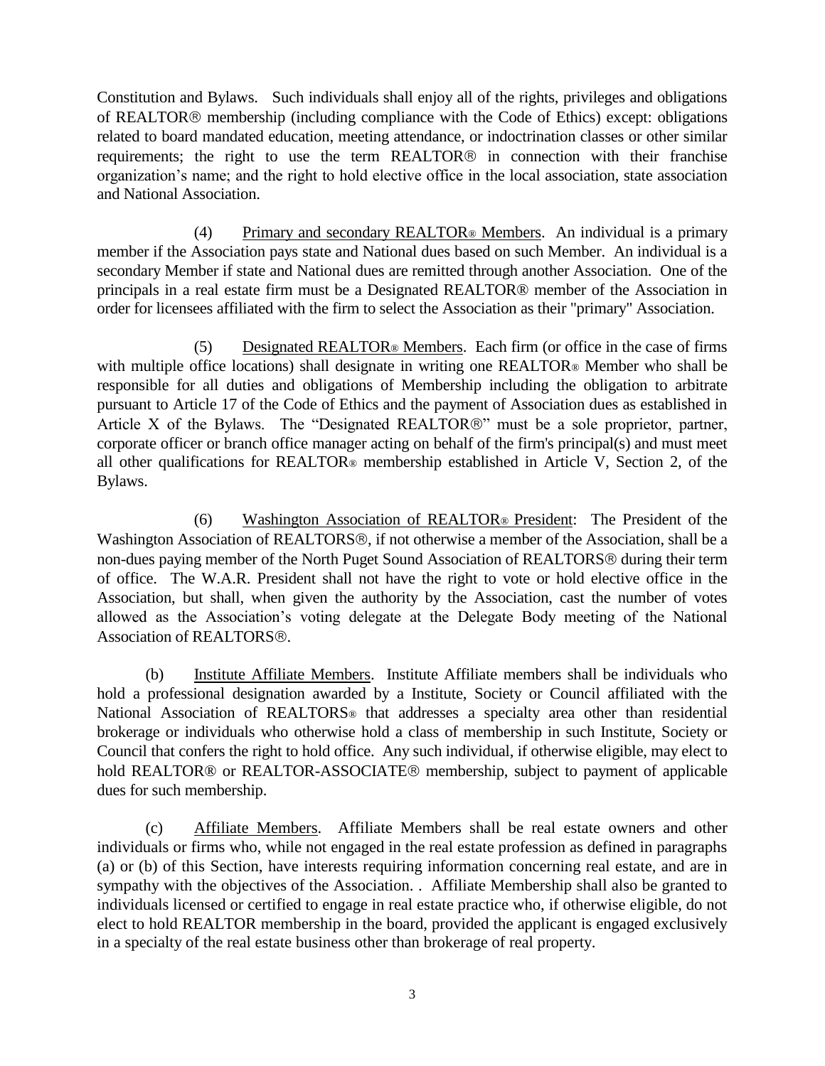Constitution and Bylaws. Such individuals shall enjoy all of the rights, privileges and obligations of REALTOR® membership (including compliance with the Code of Ethics) except: obligations related to board mandated education, meeting attendance, or indoctrination classes or other similar requirements; the right to use the term REALTOR® in connection with their franchise organization's name; and the right to hold elective office in the local association, state association and National Association.

(4) Primary and secondary REALTOR® Members. An individual is a primary member if the Association pays state and National dues based on such Member. An individual is a secondary Member if state and National dues are remitted through another Association. One of the principals in a real estate firm must be a Designated REALTOR® member of the Association in order for licensees affiliated with the firm to select the Association as their "primary" Association.

(5) Designated REALTOR® Members. Each firm (or office in the case of firms with multiple office locations) shall designate in writing one REALTOR® Member who shall be responsible for all duties and obligations of Membership including the obligation to arbitrate pursuant to Article 17 of the Code of Ethics and the payment of Association dues as established in Article X of the Bylaws. The "Designated REALTOR®" must be a sole proprietor, partner, corporate officer or branch office manager acting on behalf of the firm's principal(s) and must meet all other qualifications for REALTOR® membership established in Article V, Section 2, of the Bylaws.

(6) Washington Association of REALTOR® President: The President of the Washington Association of REALTORS®, if not otherwise a member of the Association, shall be a non-dues paying member of the North Puget Sound Association of REALTORS® during their term of office. The W.A.R. President shall not have the right to vote or hold elective office in the Association, but shall, when given the authority by the Association, cast the number of votes allowed as the Association's voting delegate at the Delegate Body meeting of the National Association of REALTORS®.

(b) Institute Affiliate Members. Institute Affiliate members shall be individuals who hold a professional designation awarded by a Institute, Society or Council affiliated with the National Association of REALTORS® that addresses a specialty area other than residential brokerage or individuals who otherwise hold a class of membership in such Institute, Society or Council that confers the right to hold office. Any such individual, if otherwise eligible, may elect to hold REALTOR® or REALTOR-ASSOCIATE® membership, subject to payment of applicable dues for such membership.

(c) Affiliate Members. Affiliate Members shall be real estate owners and other individuals or firms who, while not engaged in the real estate profession as defined in paragraphs (a) or (b) of this Section, have interests requiring information concerning real estate, and are in sympathy with the objectives of the Association. . Affiliate Membership shall also be granted to individuals licensed or certified to engage in real estate practice who, if otherwise eligible, do not elect to hold REALTOR membership in the board, provided the applicant is engaged exclusively in a specialty of the real estate business other than brokerage of real property.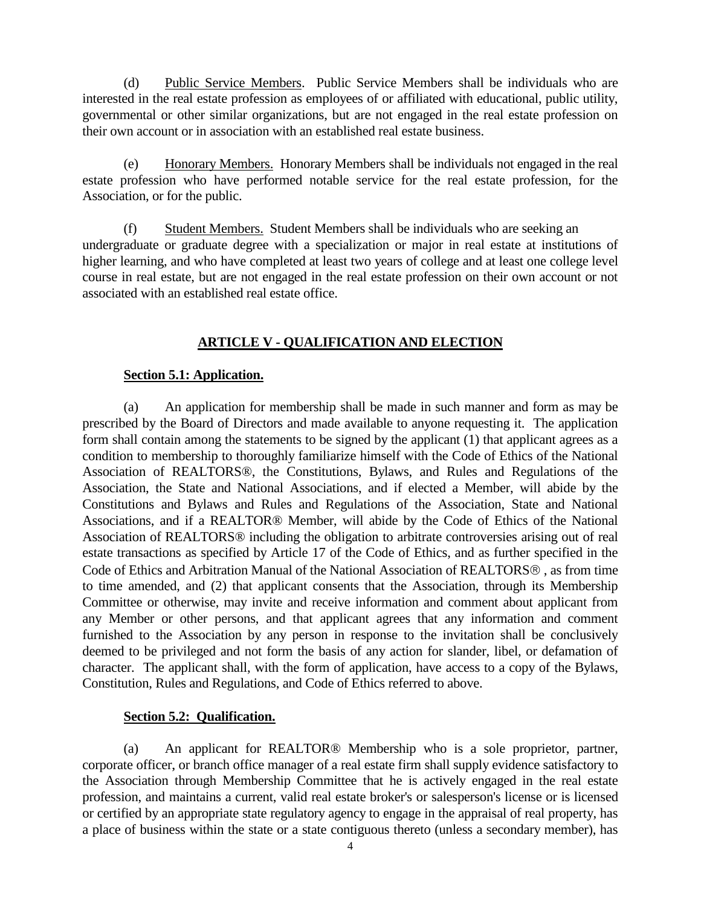(d) Public Service Members. Public Service Members shall be individuals who are interested in the real estate profession as employees of or affiliated with educational, public utility, governmental or other similar organizations, but are not engaged in the real estate profession on their own account or in association with an established real estate business.

(e) Honorary Members. Honorary Members shall be individuals not engaged in the real estate profession who have performed notable service for the real estate profession, for the Association, or for the public.

(f) Student Members. Student Members shall be individuals who are seeking an undergraduate or graduate degree with a specialization or major in real estate at institutions of higher learning, and who have completed at least two years of college and at least one college level course in real estate, but are not engaged in the real estate profession on their own account or not associated with an established real estate office.

## ARTICLE V - QUALIFICATION AND ELECTION

### Section 5.1: Application.

(a) An application for membership shall be made in such manner and form as may be prescribed by the Board of Directors and made available to anyone requesting it. The application form shall contain among the statements to be signed by the applicant (1) that applicant agrees as a condition to membership to thoroughly familiarize himself with the Code of Ethics of the National Association of REALTORS®, the Constitutions, Bylaws, and Rules and Regulations of the Association, the State and National Associations, and if elected a Member, will abide by the Constitutions and Bylaws and Rules and Regulations of the Association, State and National Associations, and if a REALTOR® Member, will abide by the Code of Ethics of the National Association of REALTORS® including the obligation to arbitrate controversies arising out of real estate transactions as specified by Article 17 of the Code of Ethics, and as further specified in the Code of Ethics and Arbitration Manual of the National Association of REALTORS® , as from time to time amended, and (2) that applicant consents that the Association, through its Membership Committee or otherwise, may invite and receive information and comment about applicant from any Member or other persons, and that applicant agrees that any information and comment furnished to the Association by any person in response to the invitation shall be conclusively deemed to be privileged and not form the basis of any action for slander, libel, or defamation of character. The applicant shall, with the form of application, have access to a copy of the Bylaws, Constitution, Rules and Regulations, and Code of Ethics referred to above.

### Section 5.2: Qualification.

(a) An applicant for REALTOR® Membership who is a sole proprietor, partner, corporate officer, or branch office manager of a real estate firm shall supply evidence satisfactory to the Association through Membership Committee that he is actively engaged in the real estate profession, and maintains a current, valid real estate broker's or salesperson's license or is licensed or certified by an appropriate state regulatory agency to engage in the appraisal of real property, has a place of business within the state or a state contiguous thereto (unless a secondary member), has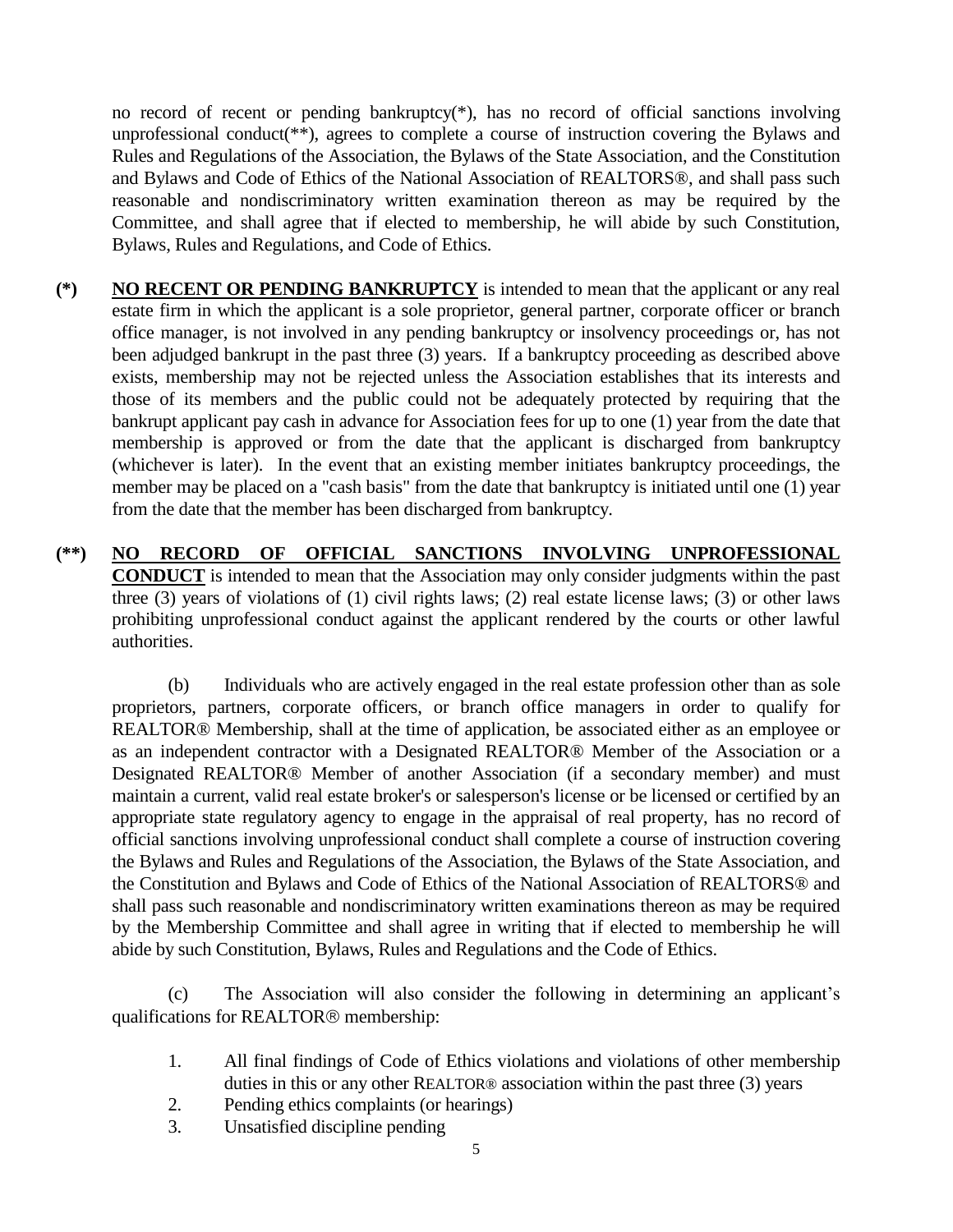no record of recent or pending bankruptcy(*), has no record of official sanctions involving unprofessional conduct(**), agrees to complete a course of instruction covering the Bylaws and Rules and Regulations of the Association, the Bylaws of the State Association, and the Constitution and Bylaws and Code of Ethics of the National Association of REALTORS®, and shall pass such reasonable and nondiscriminatory written examination thereon as may be required by the Committee, and shall agree that if elected to membership, he will abide by such Constitution, Bylaws, Rules and Regulations, and Code of Ethics.

**(*)** **<u>NO RECENT OR PENDING BANKRUPTCY</u>** is intended to mean that the applicant or any real estate firm in which the applicant is a sole proprietor, general partner, corporate officer or branch office manager, is not involved in any pending bankruptcy or insolvency proceedings or, has not been adjudged bankrupt in the past three (3) years. If a bankruptcy proceeding as described above exists, membership may not be rejected unless the Association establishes that its interests and those of its members and the public could not be adequately protected by requiring that the bankrupt applicant pay cash in advance for Association fees for up to one (1) year from the date that membership is approved or from the date that the applicant is discharged from bankruptcy (whichever is later). In the event that an existing member initiates bankruptcy proceedings, the member may be placed on a "cash basis" from the date that bankruptcy is initiated until one (1) year from the date that the member has been discharged from bankruptcy.

**(**)** **<u>NO RECORD OF OFFICIAL SANCTIONS INVOLVING UNPROFESSIONAL CONDUCT</u>** is intended to mean that the Association may only consider judgments within the past three (3) years of violations of (1) civil rights laws; (2) real estate license laws; (3) or other laws prohibiting unprofessional conduct against the applicant rendered by the courts or other lawful authorities.

(b) Individuals who are actively engaged in the real estate profession other than as sole proprietors, partners, corporate officers, or branch office managers in order to qualify for REALTOR® Membership, shall at the time of application, be associated either as an employee or as an independent contractor with a Designated REALTOR® Member of the Association or a Designated REALTOR® Member of another Association (if a secondary member) and must maintain a current, valid real estate broker's or salesperson's license or be licensed or certified by an appropriate state regulatory agency to engage in the appraisal of real property, has no record of official sanctions involving unprofessional conduct shall complete a course of instruction covering the Bylaws and Rules and Regulations of the Association, the Bylaws of the State Association, and the Constitution and Bylaws and Code of Ethics of the National Association of REALTORS® and shall pass such reasonable and nondiscriminatory written examinations thereon as may be required by the Membership Committee and shall agree in writing that if elected to membership he will abide by such Constitution, Bylaws, Rules and Regulations and the Code of Ethics.

(c) The Association will also consider the following in determining an applicant's qualifications for REALTOR® membership:

1. All final findings of Code of Ethics violations and violations of other membership duties in this or any other REALTOR® association within the past three (3) years
2. Pending ethics complaints (or hearings)
3. Unsatisfied discipline pending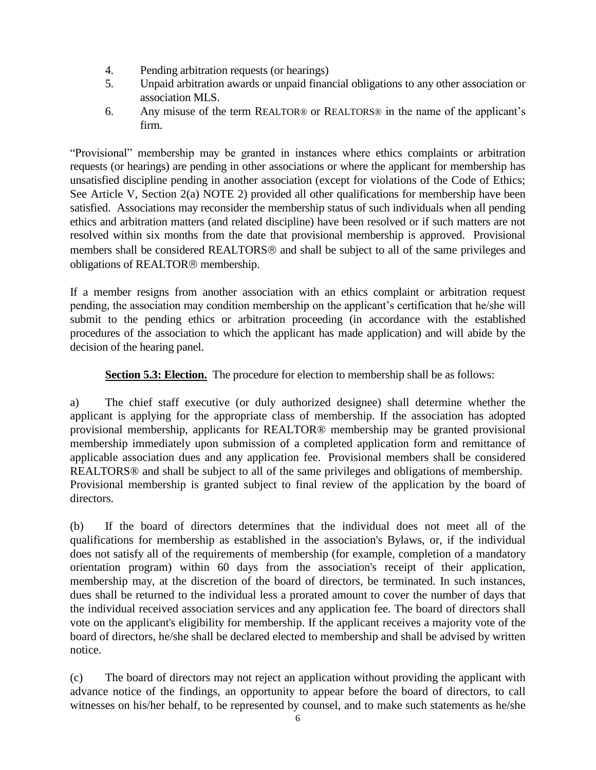4. Pending arbitration requests (or hearings)
5. Unpaid arbitration awards or unpaid financial obligations to any other association or association MLS.
6. Any misuse of the term REALTOR® or REALTORS® in the name of the applicant's firm.

"Provisional" membership may be granted in instances where ethics complaints or arbitration requests (or hearings) are pending in other associations or where the applicant for membership has unsatisfied discipline pending in another association (except for violations of the Code of Ethics; See Article V, Section 2(a) NOTE 2) provided all other qualifications for membership have been satisfied. Associations may reconsider the membership status of such individuals when all pending ethics and arbitration matters (and related discipline) have been resolved or if such matters are not resolved within six months from the date that provisional membership is approved. Provisional members shall be considered REALTORS® and shall be subject to all of the same privileges and obligations of REALTOR® membership.

If a member resigns from another association with an ethics complaint or arbitration request pending, the association may condition membership on the applicant's certification that he/she will submit to the pending ethics or arbitration proceeding (in accordance with the established procedures of the association to which the applicant has made application) and will abide by the decision of the hearing panel.

**Section 5.3: Election.** The procedure for election to membership shall be as follows:

a) The chief staff executive (or duly authorized designee) shall determine whether the applicant is applying for the appropriate class of membership. If the association has adopted provisional membership, applicants for REALTOR® membership may be granted provisional membership immediately upon submission of a completed application form and remittance of applicable association dues and any application fee. Provisional members shall be considered REALTORS® and shall be subject to all of the same privileges and obligations of membership. Provisional membership is granted subject to final review of the application by the board of directors.

(b) If the board of directors determines that the individual does not meet all of the qualifications for membership as established in the association's Bylaws, or, if the individual does not satisfy all of the requirements of membership (for example, completion of a mandatory orientation program) within 60 days from the association's receipt of their application, membership may, at the discretion of the board of directors, be terminated. In such instances, dues shall be returned to the individual less a prorated amount to cover the number of days that the individual received association services and any application fee. The board of directors shall vote on the applicant's eligibility for membership. If the applicant receives a majority vote of the board of directors, he/she shall be declared elected to membership and shall be advised by written notice.

(c) The board of directors may not reject an application without providing the applicant with advance notice of the findings, an opportunity to appear before the board of directors, to call witnesses on his/her behalf, to be represented by counsel, and to make such statements as he/she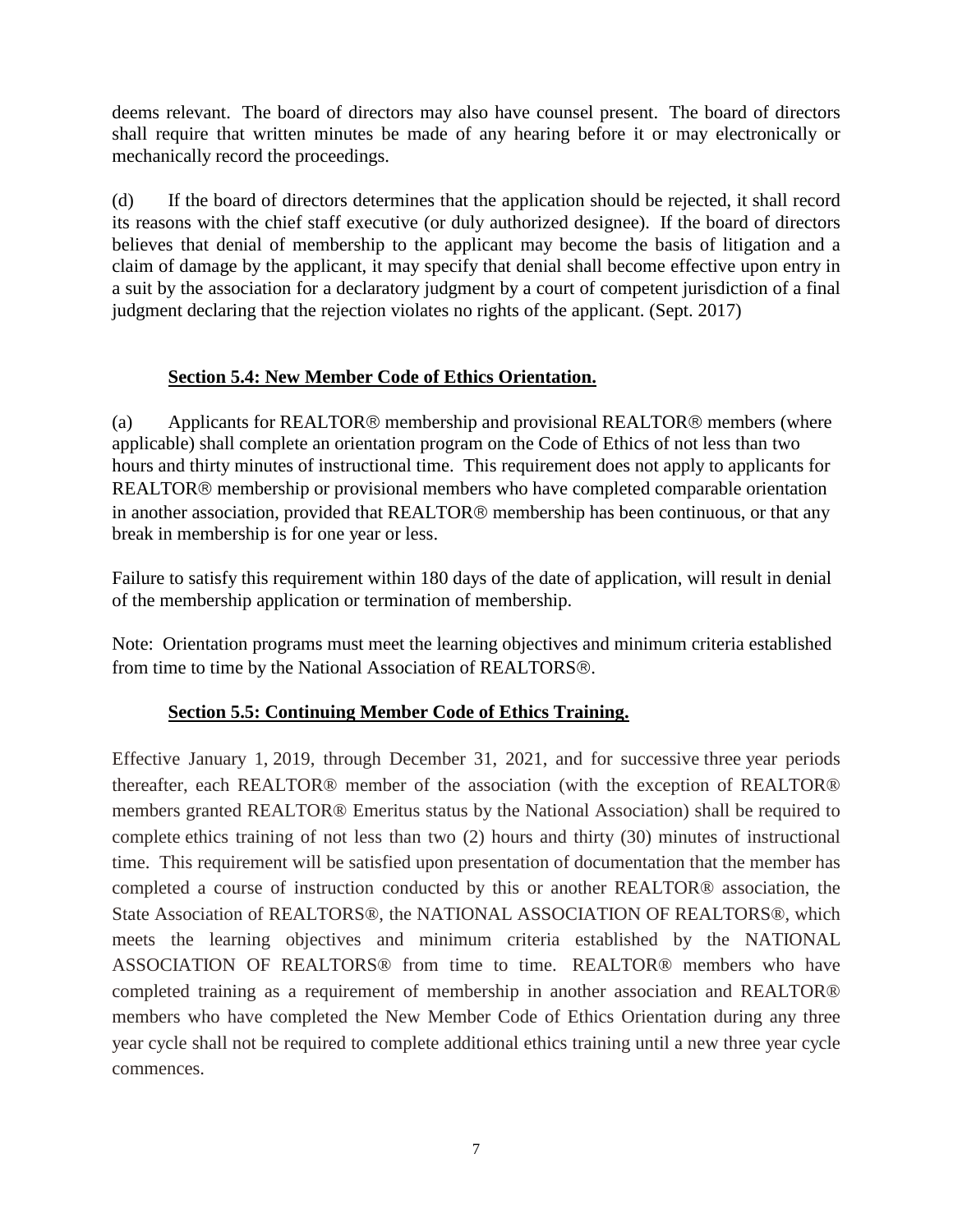deems relevant. The board of directors may also have counsel present. The board of directors shall require that written minutes be made of any hearing before it or may electronically or mechanically record the proceedings.

(d) If the board of directors determines that the application should be rejected, it shall record its reasons with the chief staff executive (or duly authorized designee). If the board of directors believes that denial of membership to the applicant may become the basis of litigation and a claim of damage by the applicant, it may specify that denial shall become effective upon entry in a suit by the association for a declaratory judgment by a court of competent jurisdiction of a final judgment declaring that the rejection violates no rights of the applicant. (Sept. 2017)

**Section 5.4: New Member Code of Ethics Orientation.**

(a) Applicants for REALTOR® membership and provisional REALTOR® members (where applicable) shall complete an orientation program on the Code of Ethics of not less than two hours and thirty minutes of instructional time. This requirement does not apply to applicants for REALTOR® membership or provisional members who have completed comparable orientation in another association, provided that REALTOR® membership has been continuous, or that any break in membership is for one year or less.

Failure to satisfy this requirement within 180 days of the date of application, will result in denial of the membership application or termination of membership.

Note: Orientation programs must meet the learning objectives and minimum criteria established from time to time by the National Association of REALTORS®.

**Section 5.5: Continuing Member Code of Ethics Training.**

Effective January 1, 2019, through December 31, 2021, and for successive three year periods thereafter, each REALTOR® member of the association (with the exception of REALTOR® members granted REALTOR® Emeritus status by the National Association) shall be required to complete ethics training of not less than two (2) hours and thirty (30) minutes of instructional time. This requirement will be satisfied upon presentation of documentation that the member has completed a course of instruction conducted by this or another REALTOR® association, the State Association of REALTORS®, the NATIONAL ASSOCIATION OF REALTORS®, which meets the learning objectives and minimum criteria established by the NATIONAL ASSOCIATION OF REALTORS® from time to time. REALTOR® members who have completed training as a requirement of membership in another association and REALTOR® members who have completed the New Member Code of Ethics Orientation during any three year cycle shall not be required to complete additional ethics training until a new three year cycle commences.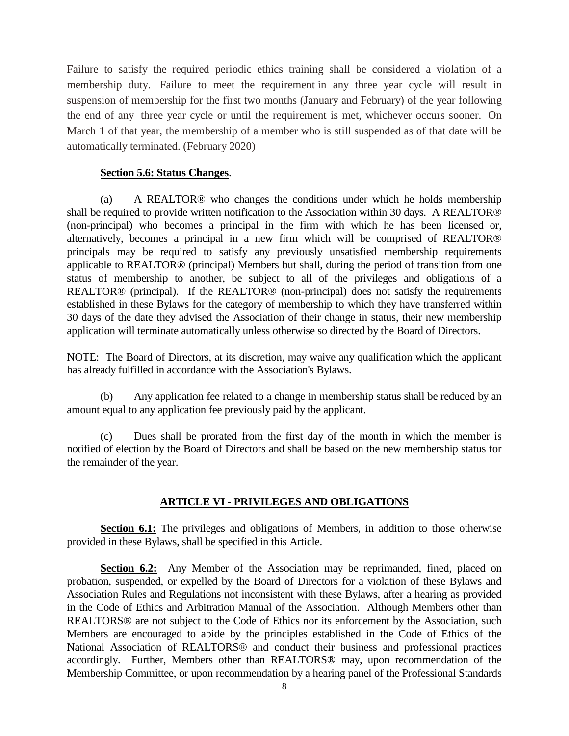Failure to satisfy the required periodic ethics training shall be considered a violation of a membership duty. Failure to meet the requirement in any three year cycle will result in suspension of membership for the first two months (January and February) of the year following the end of any three year cycle or until the requirement is met, whichever occurs sooner. On March 1 of that year, the membership of a member who is still suspended as of that date will be automatically terminated. (February 2020)

**Section 5.6: Status Changes**.

(a) A REALTOR® who changes the conditions under which he holds membership shall be required to provide written notification to the Association within 30 days. A REALTOR® (non-principal) who becomes a principal in the firm with which he has been licensed or, alternatively, becomes a principal in a new firm which will be comprised of REALTOR® principals may be required to satisfy any previously unsatisfied membership requirements applicable to REALTOR® (principal) Members but shall, during the period of transition from one status of membership to another, be subject to all of the privileges and obligations of a REALTOR® (principal). If the REALTOR® (non-principal) does not satisfy the requirements established in these Bylaws for the category of membership to which they have transferred within 30 days of the date they advised the Association of their change in status, their new membership application will terminate automatically unless otherwise so directed by the Board of Directors.

NOTE: The Board of Directors, at its discretion, may waive any qualification which the applicant has already fulfilled in accordance with the Association's Bylaws.

(b) Any application fee related to a change in membership status shall be reduced by an amount equal to any application fee previously paid by the applicant.

(c) Dues shall be prorated from the first day of the month in which the member is notified of election by the Board of Directors and shall be based on the new membership status for the remainder of the year.

## ARTICLE VI - PRIVILEGES AND OBLIGATIONS

**Section 6.1:** The privileges and obligations of Members, in addition to those otherwise provided in these Bylaws, shall be specified in this Article.

**Section 6.2:** Any Member of the Association may be reprimanded, fined, placed on probation, suspended, or expelled by the Board of Directors for a violation of these Bylaws and Association Rules and Regulations not inconsistent with these Bylaws, after a hearing as provided in the Code of Ethics and Arbitration Manual of the Association. Although Members other than REALTORS® are not subject to the Code of Ethics nor its enforcement by the Association, such Members are encouraged to abide by the principles established in the Code of Ethics of the National Association of REALTORS® and conduct their business and professional practices accordingly. Further, Members other than REALTORS® may, upon recommendation of the Membership Committee, or upon recommendation by a hearing panel of the Professional Standards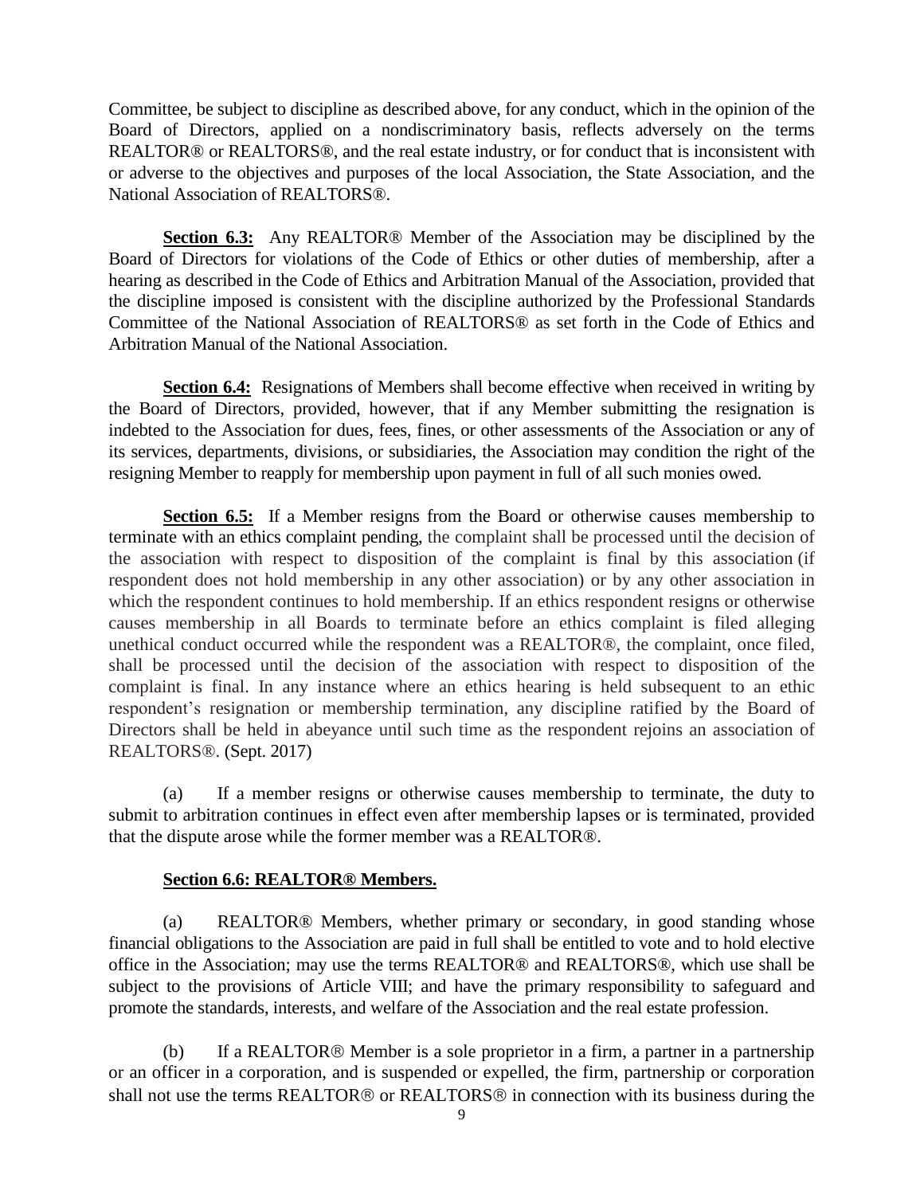Committee, be subject to discipline as described above, for any conduct, which in the opinion of the Board of Directors, applied on a nondiscriminatory basis, reflects adversely on the terms REALTOR® or REALTORS®, and the real estate industry, or for conduct that is inconsistent with or adverse to the objectives and purposes of the local Association, the State Association, and the National Association of REALTORS®.

**Section 6.3:** Any REALTOR® Member of the Association may be disciplined by the Board of Directors for violations of the Code of Ethics or other duties of membership, after a hearing as described in the Code of Ethics and Arbitration Manual of the Association, provided that the discipline imposed is consistent with the discipline authorized by the Professional Standards Committee of the National Association of REALTORS® as set forth in the Code of Ethics and Arbitration Manual of the National Association.

**Section 6.4:** Resignations of Members shall become effective when received in writing by the Board of Directors, provided, however, that if any Member submitting the resignation is indebted to the Association for dues, fees, fines, or other assessments of the Association or any of its services, departments, divisions, or subsidiaries, the Association may condition the right of the resigning Member to reapply for membership upon payment in full of all such monies owed.

**Section 6.5:** If a Member resigns from the Board or otherwise causes membership to terminate with an ethics complaint pending, the complaint shall be processed until the decision of the association with respect to disposition of the complaint is final by this association (if respondent does not hold membership in any other association) or by any other association in which the respondent continues to hold membership. If an ethics respondent resigns or otherwise causes membership in all Boards to terminate before an ethics complaint is filed alleging unethical conduct occurred while the respondent was a REALTOR®, the complaint, once filed, shall be processed until the decision of the association with respect to disposition of the complaint is final. In any instance where an ethics hearing is held subsequent to an ethic respondent's resignation or membership termination, any discipline ratified by the Board of Directors shall be held in abeyance until such time as the respondent rejoins an association of REALTORS®. (Sept. 2017)

(a) If a member resigns or otherwise causes membership to terminate, the duty to submit to arbitration continues in effect even after membership lapses or is terminated, provided that the dispute arose while the former member was a REALTOR®.

**Section 6.6: REALTOR® Members.**

(a) REALTOR® Members, whether primary or secondary, in good standing whose financial obligations to the Association are paid in full shall be entitled to vote and to hold elective office in the Association; may use the terms REALTOR® and REALTORS®, which use shall be subject to the provisions of Article VIII; and have the primary responsibility to safeguard and promote the standards, interests, and welfare of the Association and the real estate profession.

(b) If a REALTOR® Member is a sole proprietor in a firm, a partner in a partnership or an officer in a corporation, and is suspended or expelled, the firm, partnership or corporation shall not use the terms REALTOR® or REALTORS® in connection with its business during the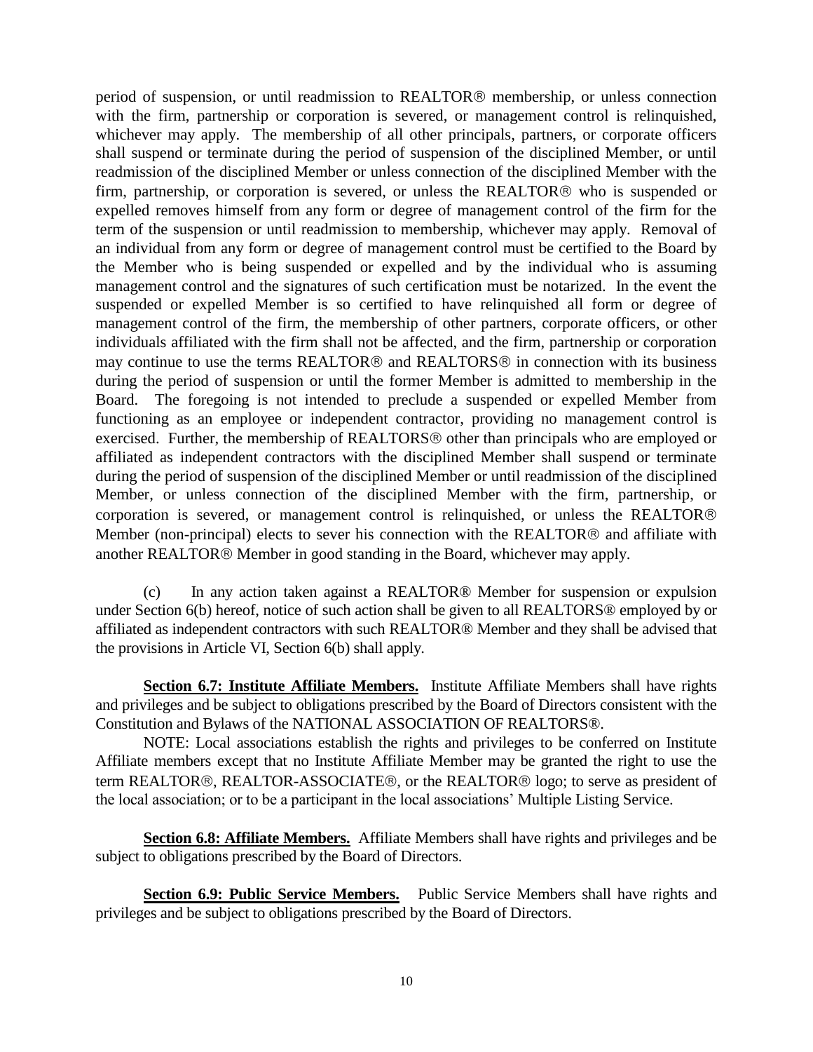period of suspension, or until readmission to REALTOR® membership, or unless connection with the firm, partnership or corporation is severed, or management control is relinquished, whichever may apply. The membership of all other principals, partners, or corporate officers shall suspend or terminate during the period of suspension of the disciplined Member, or until readmission of the disciplined Member or unless connection of the disciplined Member with the firm, partnership, or corporation is severed, or unless the REALTOR® who is suspended or expelled removes himself from any form or degree of management control of the firm for the term of the suspension or until readmission to membership, whichever may apply. Removal of an individual from any form or degree of management control must be certified to the Board by the Member who is being suspended or expelled and by the individual who is assuming management control and the signatures of such certification must be notarized. In the event the suspended or expelled Member is so certified to have relinquished all form or degree of management control of the firm, the membership of other partners, corporate officers, or other individuals affiliated with the firm shall not be affected, and the firm, partnership or corporation may continue to use the terms REALTOR® and REALTORS® in connection with its business during the period of suspension or until the former Member is admitted to membership in the Board. The foregoing is not intended to preclude a suspended or expelled Member from functioning as an employee or independent contractor, providing no management control is exercised. Further, the membership of REALTORS® other than principals who are employed or affiliated as independent contractors with the disciplined Member shall suspend or terminate during the period of suspension of the disciplined Member or until readmission of the disciplined Member, or unless connection of the disciplined Member with the firm, partnership, or corporation is severed, or management control is relinquished, or unless the REALTOR® Member (non-principal) elects to sever his connection with the REALTOR® and affiliate with another REALTOR® Member in good standing in the Board, whichever may apply.

(c) In any action taken against a REALTOR® Member for suspension or expulsion under Section 6(b) hereof, notice of such action shall be given to all REALTORS® employed by or affiliated as independent contractors with such REALTOR® Member and they shall be advised that the provisions in Article VI, Section 6(b) shall apply.

**Section 6.7: Institute Affiliate Members.** Institute Affiliate Members shall have rights and privileges and be subject to obligations prescribed by the Board of Directors consistent with the Constitution and Bylaws of the NATIONAL ASSOCIATION OF REALTORS®.

NOTE: Local associations establish the rights and privileges to be conferred on Institute Affiliate members except that no Institute Affiliate Member may be granted the right to use the term REALTOR®, REALTOR-ASSOCIATE®, or the REALTOR® logo; to serve as president of the local association; or to be a participant in the local associations' Multiple Listing Service.

**Section 6.8: Affiliate Members.** Affiliate Members shall have rights and privileges and be subject to obligations prescribed by the Board of Directors.

**Section 6.9: Public Service Members.** Public Service Members shall have rights and privileges and be subject to obligations prescribed by the Board of Directors.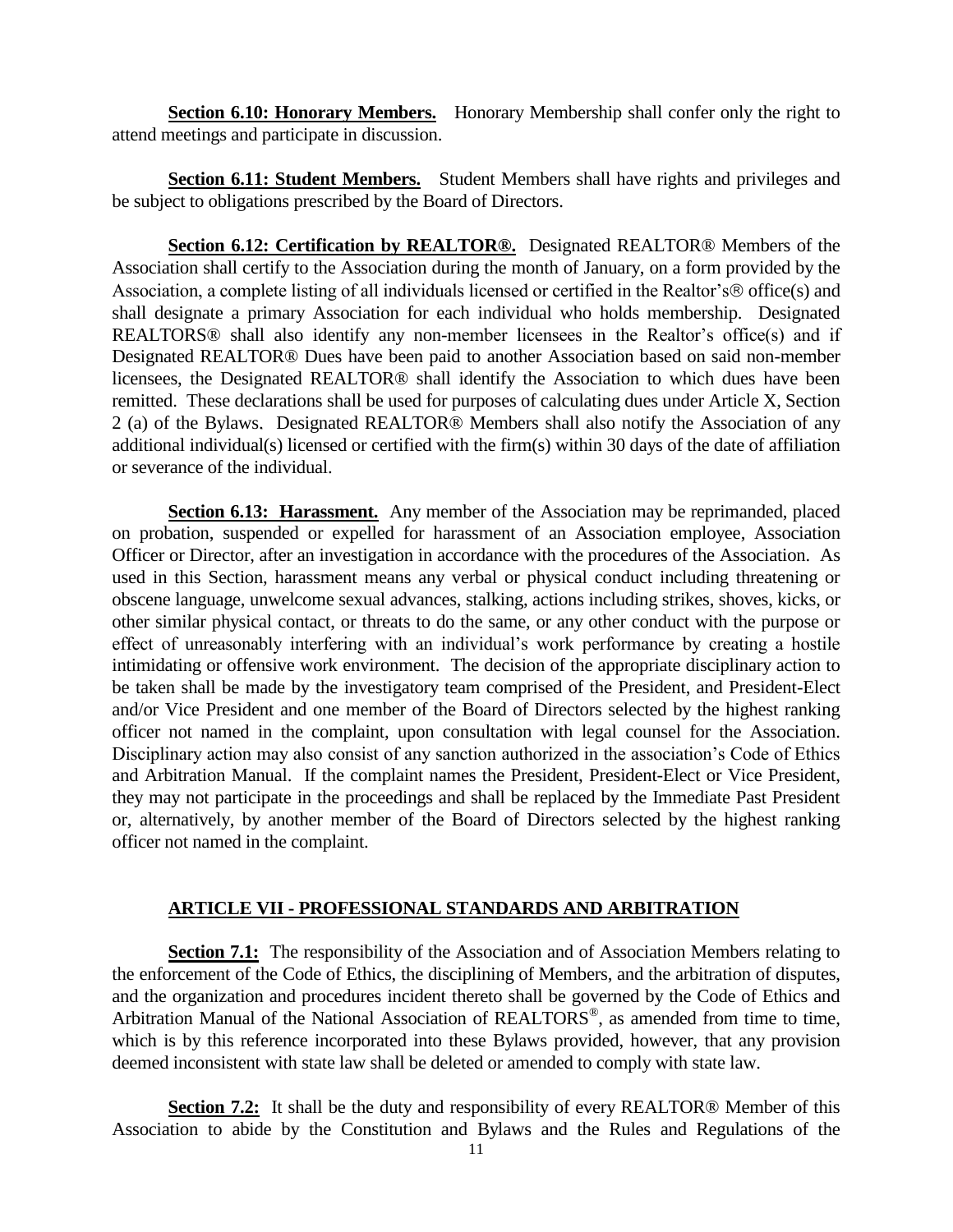**Section 6.10: Honorary Members.** Honorary Membership shall confer only the right to attend meetings and participate in discussion.

**Section 6.11: Student Members.** Student Members shall have rights and privileges and be subject to obligations prescribed by the Board of Directors.

**Section 6.12: Certification by REALTOR®.** Designated REALTOR® Members of the Association shall certify to the Association during the month of January, on a form provided by the Association, a complete listing of all individuals licensed or certified in the Realtor's® office(s) and shall designate a primary Association for each individual who holds membership. Designated REALTORS® shall also identify any non-member licensees in the Realtor's office(s) and if Designated REALTOR® Dues have been paid to another Association based on said non-member licensees, the Designated REALTOR® shall identify the Association to which dues have been remitted. These declarations shall be used for purposes of calculating dues under Article X, Section 2 (a) of the Bylaws. Designated REALTOR® Members shall also notify the Association of any additional individual(s) licensed or certified with the firm(s) within 30 days of the date of affiliation or severance of the individual.

**Section 6.13: Harassment.** Any member of the Association may be reprimanded, placed on probation, suspended or expelled for harassment of an Association employee, Association Officer or Director, after an investigation in accordance with the procedures of the Association. As used in this Section, harassment means any verbal or physical conduct including threatening or obscene language, unwelcome sexual advances, stalking, actions including strikes, shoves, kicks, or other similar physical contact, or threats to do the same, or any other conduct with the purpose or effect of unreasonably interfering with an individual's work performance by creating a hostile intimidating or offensive work environment. The decision of the appropriate disciplinary action to be taken shall be made by the investigatory team comprised of the President, and President-Elect and/or Vice President and one member of the Board of Directors selected by the highest ranking officer not named in the complaint, upon consultation with legal counsel for the Association. Disciplinary action may also consist of any sanction authorized in the association's Code of Ethics and Arbitration Manual. If the complaint names the President, President-Elect or Vice President, they may not participate in the proceedings and shall be replaced by the Immediate Past President or, alternatively, by another member of the Board of Directors selected by the highest ranking officer not named in the complaint.

## ARTICLE VII - PROFESSIONAL STANDARDS AND ARBITRATION

**Section 7.1:** The responsibility of the Association and of Association Members relating to the enforcement of the Code of Ethics, the disciplining of Members, and the arbitration of disputes, and the organization and procedures incident thereto shall be governed by the Code of Ethics and Arbitration Manual of the National Association of REALTORS®, as amended from time to time, which is by this reference incorporated into these Bylaws provided, however, that any provision deemed inconsistent with state law shall be deleted or amended to comply with state law.

**Section 7.2:** It shall be the duty and responsibility of every REALTOR® Member of this Association to abide by the Constitution and Bylaws and the Rules and Regulations of the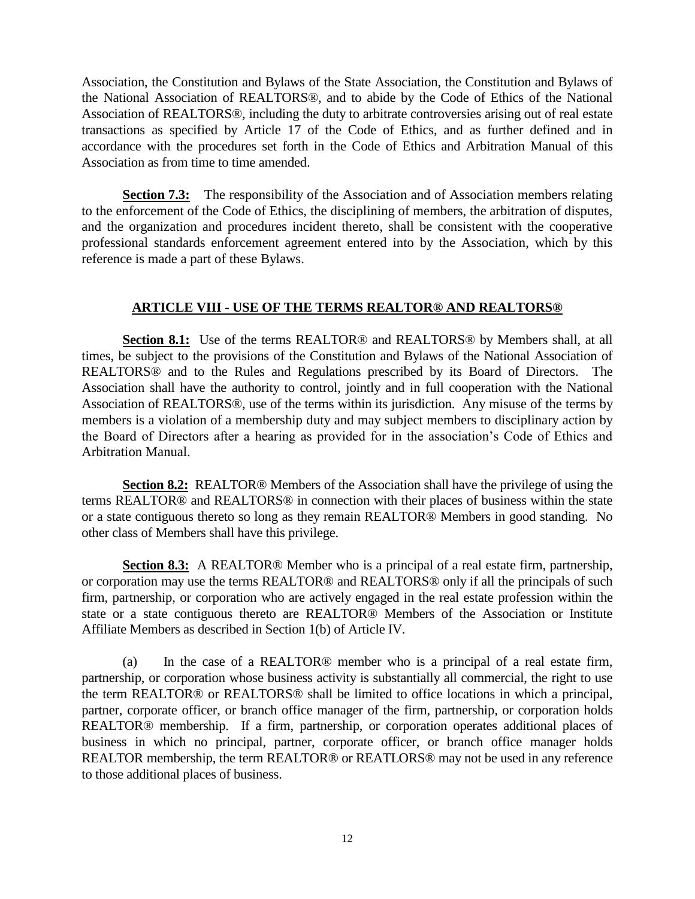Association, the Constitution and Bylaws of the State Association, the Constitution and Bylaws of the National Association of REALTORS®, and to abide by the Code of Ethics of the National Association of REALTORS®, including the duty to arbitrate controversies arising out of real estate transactions as specified by Article 17 of the Code of Ethics, and as further defined and in accordance with the procedures set forth in the Code of Ethics and Arbitration Manual of this Association as from time to time amended.

**Section 7.3:** The responsibility of the Association and of Association members relating to the enforcement of the Code of Ethics, the disciplining of members, the arbitration of disputes, and the organization and procedures incident thereto, shall be consistent with the cooperative professional standards enforcement agreement entered into by the Association, which by this reference is made a part of these Bylaws.

## ARTICLE VIII - USE OF THE TERMS REALTOR® AND REALTORS®

**Section 8.1:** Use of the terms REALTOR® and REALTORS® by Members shall, at all times, be subject to the provisions of the Constitution and Bylaws of the National Association of REALTORS® and to the Rules and Regulations prescribed by its Board of Directors. The Association shall have the authority to control, jointly and in full cooperation with the National Association of REALTORS®, use of the terms within its jurisdiction. Any misuse of the terms by members is a violation of a membership duty and may subject members to disciplinary action by the Board of Directors after a hearing as provided for in the association's Code of Ethics and Arbitration Manual.

**Section 8.2:** REALTOR® Members of the Association shall have the privilege of using the terms REALTOR® and REALTORS® in connection with their places of business within the state or a state contiguous thereto so long as they remain REALTOR® Members in good standing. No other class of Members shall have this privilege.

**Section 8.3:** A REALTOR® Member who is a principal of a real estate firm, partnership, or corporation may use the terms REALTOR® and REALTORS® only if all the principals of such firm, partnership, or corporation who are actively engaged in the real estate profession within the state or a state contiguous thereto are REALTOR® Members of the Association or Institute Affiliate Members as described in Section 1(b) of Article IV.

(a) In the case of a REALTOR® member who is a principal of a real estate firm, partnership, or corporation whose business activity is substantially all commercial, the right to use the term REALTOR® or REALTORS® shall be limited to office locations in which a principal, partner, corporate officer, or branch office manager of the firm, partnership, or corporation holds REALTOR® membership. If a firm, partnership, or corporation operates additional places of business in which no principal, partner, corporate officer, or branch office manager holds REALTOR membership, the term REALTOR® or REATLORS® may not be used in any reference to those additional places of business.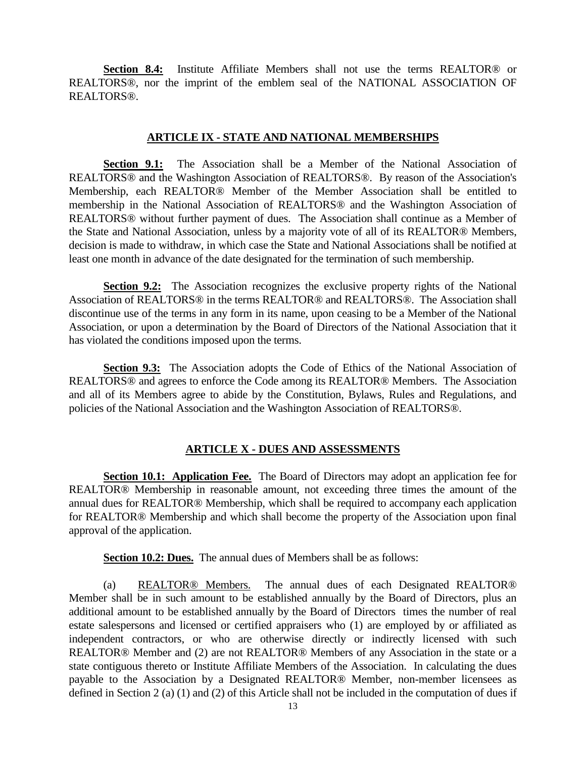**Section 8.4:** Institute Affiliate Members shall not use the terms REALTOR® or REALTORS®, nor the imprint of the emblem seal of the NATIONAL ASSOCIATION OF REALTORS®.

## ARTICLE IX - STATE AND NATIONAL MEMBERSHIPS

**Section 9.1:** The Association shall be a Member of the National Association of REALTORS® and the Washington Association of REALTORS®. By reason of the Association's Membership, each REALTOR® Member of the Member Association shall be entitled to membership in the National Association of REALTORS® and the Washington Association of REALTORS® without further payment of dues. The Association shall continue as a Member of the State and National Association, unless by a majority vote of all of its REALTOR® Members, decision is made to withdraw, in which case the State and National Associations shall be notified at least one month in advance of the date designated for the termination of such membership.

**Section 9.2:** The Association recognizes the exclusive property rights of the National Association of REALTORS® in the terms REALTOR® and REALTORS®. The Association shall discontinue use of the terms in any form in its name, upon ceasing to be a Member of the National Association, or upon a determination by the Board of Directors of the National Association that it has violated the conditions imposed upon the terms.

**Section 9.3:** The Association adopts the Code of Ethics of the National Association of REALTORS® and agrees to enforce the Code among its REALTOR® Members. The Association and all of its Members agree to abide by the Constitution, Bylaws, Rules and Regulations, and policies of the National Association and the Washington Association of REALTORS®.

## ARTICLE X - DUES AND ASSESSMENTS

**Section 10.1: Application Fee.** The Board of Directors may adopt an application fee for REALTOR® Membership in reasonable amount, not exceeding three times the amount of the annual dues for REALTOR® Membership, which shall be required to accompany each application for REALTOR® Membership and which shall become the property of the Association upon final approval of the application.

**Section 10.2: Dues.** The annual dues of Members shall be as follows:

(a) REALTOR® Members. The annual dues of each Designated REALTOR® Member shall be in such amount to be established annually by the Board of Directors, plus an additional amount to be established annually by the Board of Directors times the number of real estate salespersons and licensed or certified appraisers who (1) are employed by or affiliated as independent contractors, or who are otherwise directly or indirectly licensed with such REALTOR® Member and (2) are not REALTOR® Members of any Association in the state or a state contiguous thereto or Institute Affiliate Members of the Association. In calculating the dues payable to the Association by a Designated REALTOR® Member, non-member licensees as defined in Section 2 (a) (1) and (2) of this Article shall not be included in the computation of dues if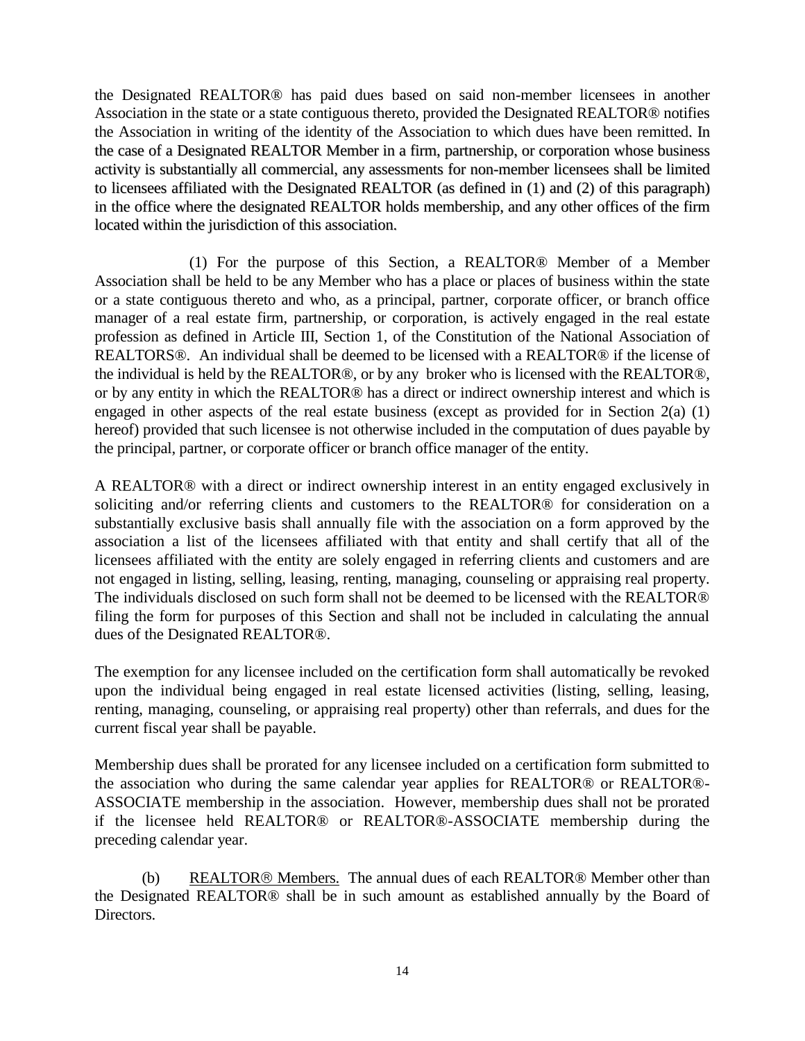the Designated REALTOR® has paid dues based on said non-member licensees in another Association in the state or a state contiguous thereto, provided the Designated REALTOR® notifies the Association in writing of the identity of the Association to which dues have been remitted. In the case of a Designated REALTOR Member in a firm, partnership, or corporation whose business activity is substantially all commercial, any assessments for non-member licensees shall be limited to licensees affiliated with the Designated REALTOR (as defined in (1) and (2) of this paragraph) in the office where the designated REALTOR holds membership, and any other offices of the firm located within the jurisdiction of this association.

(1) For the purpose of this Section, a REALTOR® Member of a Member Association shall be held to be any Member who has a place or places of business within the state or a state contiguous thereto and who, as a principal, partner, corporate officer, or branch office manager of a real estate firm, partnership, or corporation, is actively engaged in the real estate profession as defined in Article III, Section 1, of the Constitution of the National Association of REALTORS®. An individual shall be deemed to be licensed with a REALTOR® if the license of the individual is held by the REALTOR®, or by any broker who is licensed with the REALTOR®, or by any entity in which the REALTOR® has a direct or indirect ownership interest and which is engaged in other aspects of the real estate business (except as provided for in Section 2(a) (1) hereof) provided that such licensee is not otherwise included in the computation of dues payable by the principal, partner, or corporate officer or branch office manager of the entity.

A REALTOR® with a direct or indirect ownership interest in an entity engaged exclusively in soliciting and/or referring clients and customers to the REALTOR® for consideration on a substantially exclusive basis shall annually file with the association on a form approved by the association a list of the licensees affiliated with that entity and shall certify that all of the licensees affiliated with the entity are solely engaged in referring clients and customers and are not engaged in listing, selling, leasing, renting, managing, counseling or appraising real property. The individuals disclosed on such form shall not be deemed to be licensed with the REALTOR® filing the form for purposes of this Section and shall not be included in calculating the annual dues of the Designated REALTOR®.

The exemption for any licensee included on the certification form shall automatically be revoked upon the individual being engaged in real estate licensed activities (listing, selling, leasing, renting, managing, counseling, or appraising real property) other than referrals, and dues for the current fiscal year shall be payable.

Membership dues shall be prorated for any licensee included on a certification form submitted to the association who during the same calendar year applies for REALTOR® or REALTOR®-ASSOCIATE membership in the association. However, membership dues shall not be prorated if the licensee held REALTOR® or REALTOR®-ASSOCIATE membership during the preceding calendar year.

(b) <u>REALTOR® Members.</u> The annual dues of each REALTOR® Member other than the Designated REALTOR® shall be in such amount as established annually by the Board of Directors.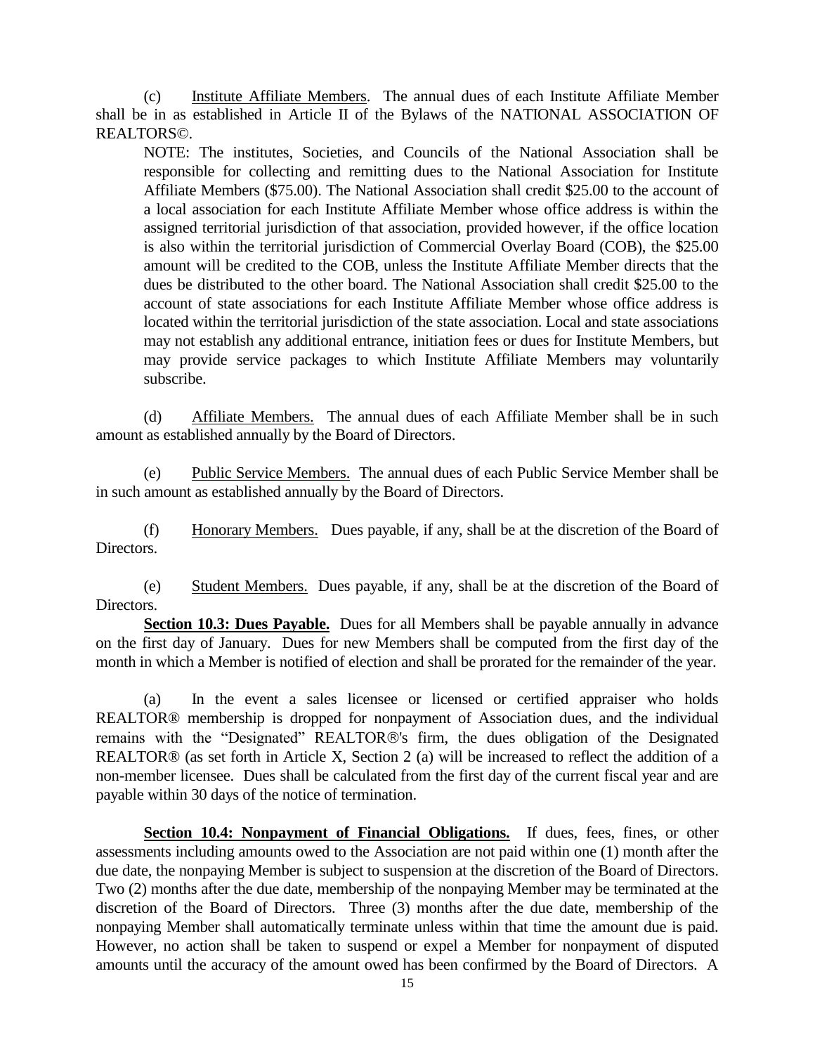(c) Institute Affiliate Members. The annual dues of each Institute Affiliate Member shall be in as established in Article II of the Bylaws of the NATIONAL ASSOCIATION OF REALTORS©.

> NOTE: The institutes, Societies, and Councils of the National Association shall be responsible for collecting and remitting dues to the National Association for Institute Affiliate Members ($75.00). The National Association shall credit $25.00 to the account of a local association for each Institute Affiliate Member whose office address is within the assigned territorial jurisdiction of that association, provided however, if the office location is also within the territorial jurisdiction of Commercial Overlay Board (COB), the $25.00 amount will be credited to the COB, unless the Institute Affiliate Member directs that the dues be distributed to the other board. The National Association shall credit $25.00 to the account of state associations for each Institute Affiliate Member whose office address is located within the territorial jurisdiction of the state association. Local and state associations may not establish any additional entrance, initiation fees or dues for Institute Members, but may provide service packages to which Institute Affiliate Members may voluntarily subscribe.

(d) Affiliate Members. The annual dues of each Affiliate Member shall be in such amount as established annually by the Board of Directors.

(e) Public Service Members. The annual dues of each Public Service Member shall be in such amount as established annually by the Board of Directors.

(f) Honorary Members. Dues payable, if any, shall be at the discretion of the Board of Directors.

(e) Student Members. Dues payable, if any, shall be at the discretion of the Board of Directors.

**Section 10.3: Dues Payable.** Dues for all Members shall be payable annually in advance on the first day of January. Dues for new Members shall be computed from the first day of the month in which a Member is notified of election and shall be prorated for the remainder of the year.

(a) In the event a sales licensee or licensed or certified appraiser who holds REALTOR® membership is dropped for nonpayment of Association dues, and the individual remains with the "Designated" REALTOR®'s firm, the dues obligation of the Designated REALTOR® (as set forth in Article X, Section 2 (a) will be increased to reflect the addition of a non-member licensee. Dues shall be calculated from the first day of the current fiscal year and are payable within 30 days of the notice of termination.

**Section 10.4: Nonpayment of Financial Obligations.** If dues, fees, fines, or other assessments including amounts owed to the Association are not paid within one (1) month after the due date, the nonpaying Member is subject to suspension at the discretion of the Board of Directors. Two (2) months after the due date, membership of the nonpaying Member may be terminated at the discretion of the Board of Directors. Three (3) months after the due date, membership of the nonpaying Member shall automatically terminate unless within that time the amount due is paid. However, no action shall be taken to suspend or expel a Member for nonpayment of disputed amounts until the accuracy of the amount owed has been confirmed by the Board of Directors. A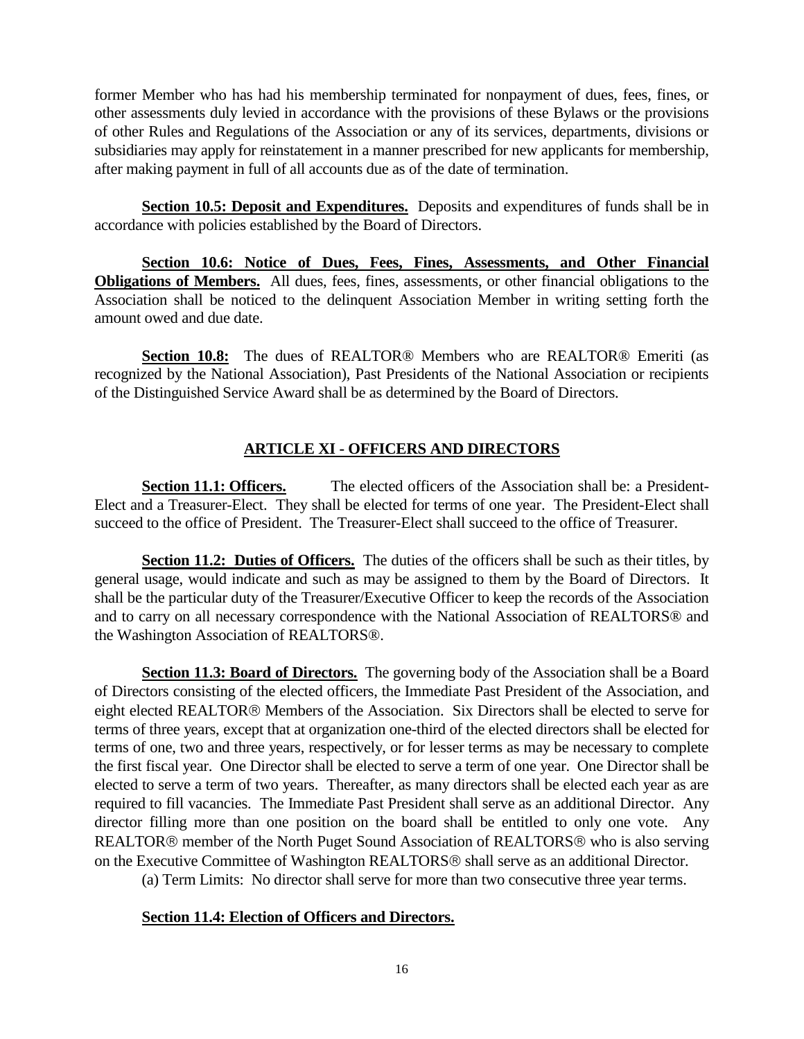former Member who has had his membership terminated for nonpayment of dues, fees, fines, or other assessments duly levied in accordance with the provisions of these Bylaws or the provisions of other Rules and Regulations of the Association or any of its services, departments, divisions or subsidiaries may apply for reinstatement in a manner prescribed for new applicants for membership, after making payment in full of all accounts due as of the date of termination.

**Section 10.5: Deposit and Expenditures.** Deposits and expenditures of funds shall be in accordance with policies established by the Board of Directors.

**Section 10.6: Notice of Dues, Fees, Fines, Assessments, and Other Financial Obligations of Members.** All dues, fees, fines, assessments, or other financial obligations to the Association shall be noticed to the delinquent Association Member in writing setting forth the amount owed and due date.

**Section 10.8:** The dues of REALTOR® Members who are REALTOR® Emeriti (as recognized by the National Association), Past Presidents of the National Association or recipients of the Distinguished Service Award shall be as determined by the Board of Directors.

## ARTICLE XI - OFFICERS AND DIRECTORS

**Section 11.1: Officers.** The elected officers of the Association shall be: a President-Elect and a Treasurer-Elect. They shall be elected for terms of one year. The President-Elect shall succeed to the office of President. The Treasurer-Elect shall succeed to the office of Treasurer.

**Section 11.2: Duties of Officers.** The duties of the officers shall be such as their titles, by general usage, would indicate and such as may be assigned to them by the Board of Directors. It shall be the particular duty of the Treasurer/Executive Officer to keep the records of the Association and to carry on all necessary correspondence with the National Association of REALTORS® and the Washington Association of REALTORS®.

**Section 11.3: Board of Directors.** The governing body of the Association shall be a Board of Directors consisting of the elected officers, the Immediate Past President of the Association, and eight elected REALTOR® Members of the Association. Six Directors shall be elected to serve for terms of three years, except that at organization one-third of the elected directors shall be elected for terms of one, two and three years, respectively, or for lesser terms as may be necessary to complete the first fiscal year. One Director shall be elected to serve a term of one year. One Director shall be elected to serve a term of two years. Thereafter, as many directors shall be elected each year as are required to fill vacancies. The Immediate Past President shall serve as an additional Director. Any director filling more than one position on the board shall be entitled to only one vote. Any REALTOR® member of the North Puget Sound Association of REALTORS® who is also serving on the Executive Committee of Washington REALTORS® shall serve as an additional Director.

(a) Term Limits: No director shall serve for more than two consecutive three year terms.

**Section 11.4: Election of Officers and Directors.**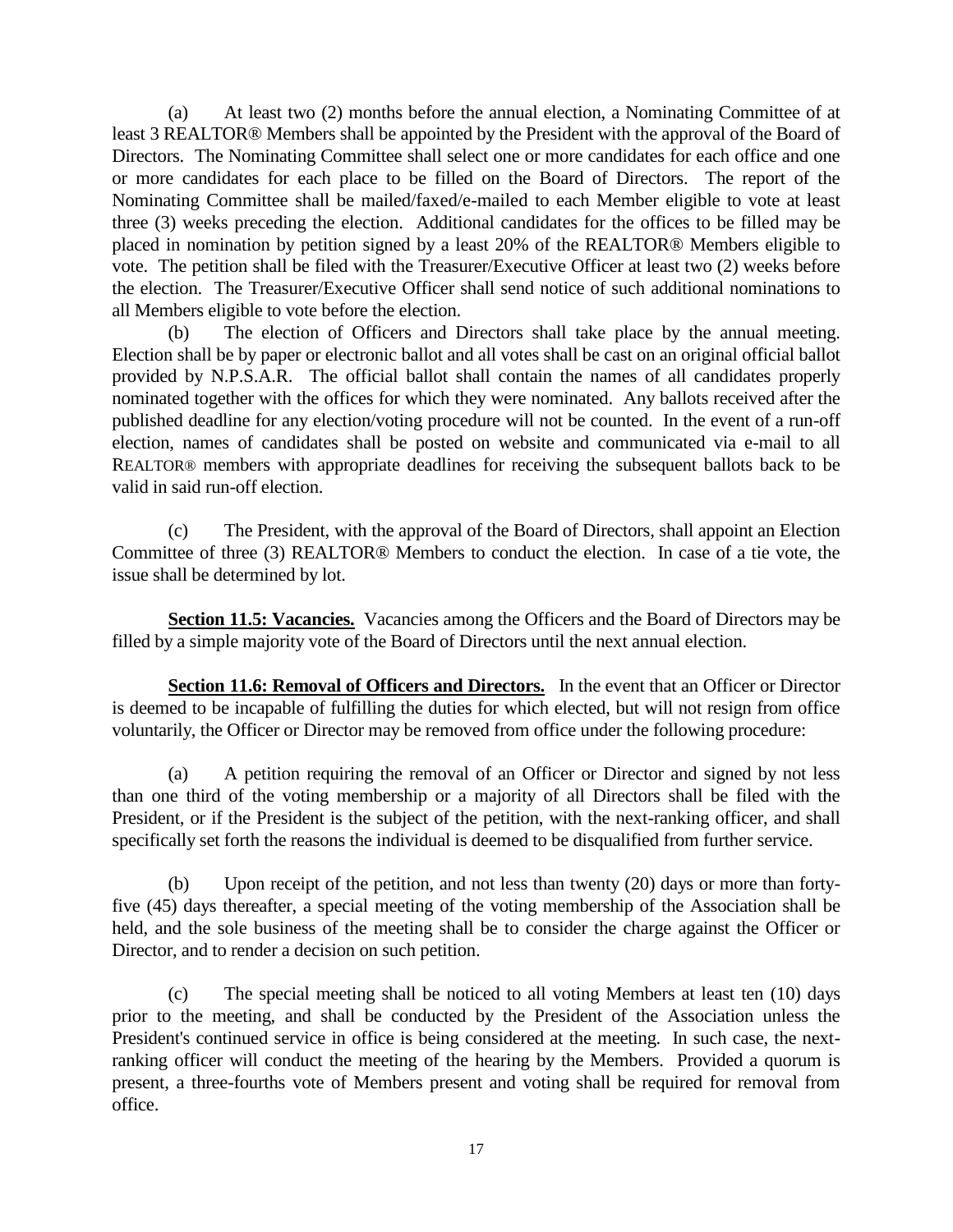(a) At least two (2) months before the annual election, a Nominating Committee of at least 3 REALTOR® Members shall be appointed by the President with the approval of the Board of Directors. The Nominating Committee shall select one or more candidates for each office and one or more candidates for each place to be filled on the Board of Directors. The report of the Nominating Committee shall be mailed/faxed/e-mailed to each Member eligible to vote at least three (3) weeks preceding the election. Additional candidates for the offices to be filled may be placed in nomination by petition signed by a least 20% of the REALTOR® Members eligible to vote. The petition shall be filed with the Treasurer/Executive Officer at least two (2) weeks before the election. The Treasurer/Executive Officer shall send notice of such additional nominations to all Members eligible to vote before the election.

(b) The election of Officers and Directors shall take place by the annual meeting. Election shall be by paper or electronic ballot and all votes shall be cast on an original official ballot provided by N.P.S.A.R. The official ballot shall contain the names of all candidates properly nominated together with the offices for which they were nominated. Any ballots received after the published deadline for any election/voting procedure will not be counted. In the event of a run-off election, names of candidates shall be posted on website and communicated via e-mail to all REALTOR® members with appropriate deadlines for receiving the subsequent ballots back to be valid in said run-off election.

(c) The President, with the approval of the Board of Directors, shall appoint an Election Committee of three (3) REALTOR® Members to conduct the election. In case of a tie vote, the issue shall be determined by lot.

**Section 11.5: Vacancies.** Vacancies among the Officers and the Board of Directors may be filled by a simple majority vote of the Board of Directors until the next annual election.

**Section 11.6: Removal of Officers and Directors.** In the event that an Officer or Director is deemed to be incapable of fulfilling the duties for which elected, but will not resign from office voluntarily, the Officer or Director may be removed from office under the following procedure:

(a) A petition requiring the removal of an Officer or Director and signed by not less than one third of the voting membership or a majority of all Directors shall be filed with the President, or if the President is the subject of the petition, with the next-ranking officer, and shall specifically set forth the reasons the individual is deemed to be disqualified from further service.

(b) Upon receipt of the petition, and not less than twenty (20) days or more than forty-five (45) days thereafter, a special meeting of the voting membership of the Association shall be held, and the sole business of the meeting shall be to consider the charge against the Officer or Director, and to render a decision on such petition.

(c) The special meeting shall be noticed to all voting Members at least ten (10) days prior to the meeting, and shall be conducted by the President of the Association unless the President's continued service in office is being considered at the meeting. In such case, the next-ranking officer will conduct the meeting of the hearing by the Members. Provided a quorum is present, a three-fourths vote of Members present and voting shall be required for removal from office.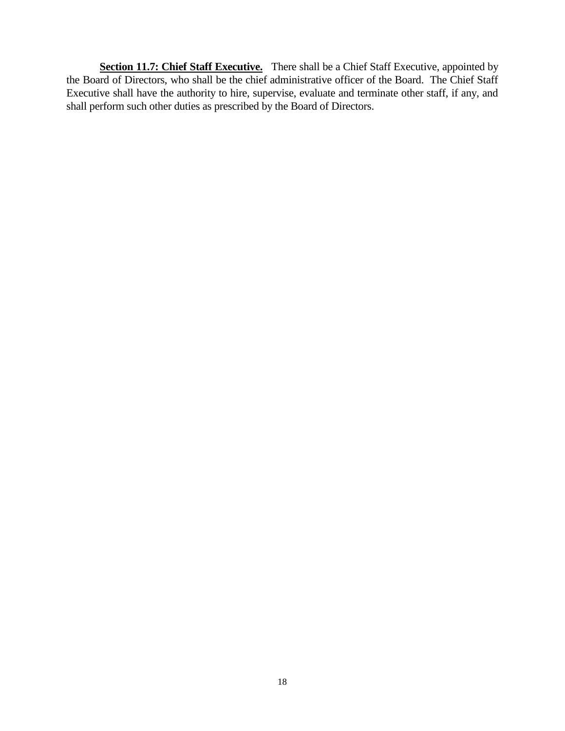**<u>Section 11.7: Chief Staff Executive.</u>** There shall be a Chief Staff Executive, appointed by the Board of Directors, who shall be the chief administrative officer of the Board. The Chief Staff Executive shall have the authority to hire, supervise, evaluate and terminate other staff, if any, and shall perform such other duties as prescribed by the Board of Directors.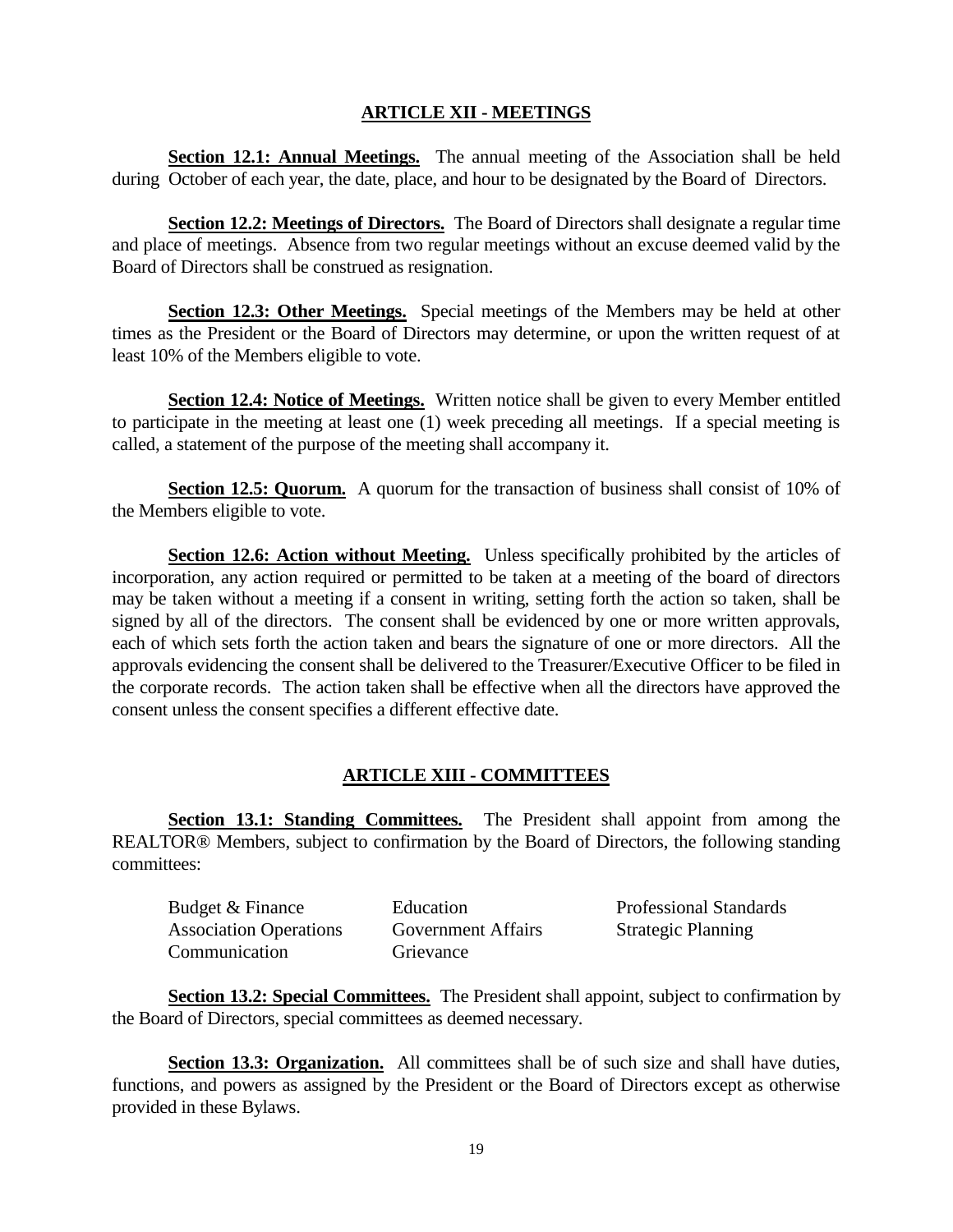## ARTICLE XII - MEETINGS

**Section 12.1: Annual Meetings.** The annual meeting of the Association shall be held during October of each year, the date, place, and hour to be designated by the Board of Directors.

**Section 12.2: Meetings of Directors.** The Board of Directors shall designate a regular time and place of meetings. Absence from two regular meetings without an excuse deemed valid by the Board of Directors shall be construed as resignation.

**Section 12.3: Other Meetings.** Special meetings of the Members may be held at other times as the President or the Board of Directors may determine, or upon the written request of at least 10% of the Members eligible to vote.

**Section 12.4: Notice of Meetings.** Written notice shall be given to every Member entitled to participate in the meeting at least one (1) week preceding all meetings. If a special meeting is called, a statement of the purpose of the meeting shall accompany it.

**Section 12.5: Quorum.** A quorum for the transaction of business shall consist of 10% of the Members eligible to vote.

**Section 12.6: Action without Meeting.** Unless specifically prohibited by the articles of incorporation, any action required or permitted to be taken at a meeting of the board of directors may be taken without a meeting if a consent in writing, setting forth the action so taken, shall be signed by all of the directors. The consent shall be evidenced by one or more written approvals, each of which sets forth the action taken and bears the signature of one or more directors. All the approvals evidencing the consent shall be delivered to the Treasurer/Executive Officer to be filed in the corporate records. The action taken shall be effective when all the directors have approved the consent unless the consent specifies a different effective date.

## ARTICLE XIII - COMMITTEES

**Section 13.1: Standing Committees.** The President shall appoint from among the REALTOR® Members, subject to confirmation by the Board of Directors, the following standing committees:

- Budget & Finance
- Association Operations
- Communication
- Education
- Government Affairs
- Grievance
- Professional Standards
- Strategic Planning

**Section 13.2: Special Committees.** The President shall appoint, subject to confirmation by the Board of Directors, special committees as deemed necessary.

**Section 13.3: Organization.** All committees shall be of such size and shall have duties, functions, and powers as assigned by the President or the Board of Directors except as otherwise provided in these Bylaws.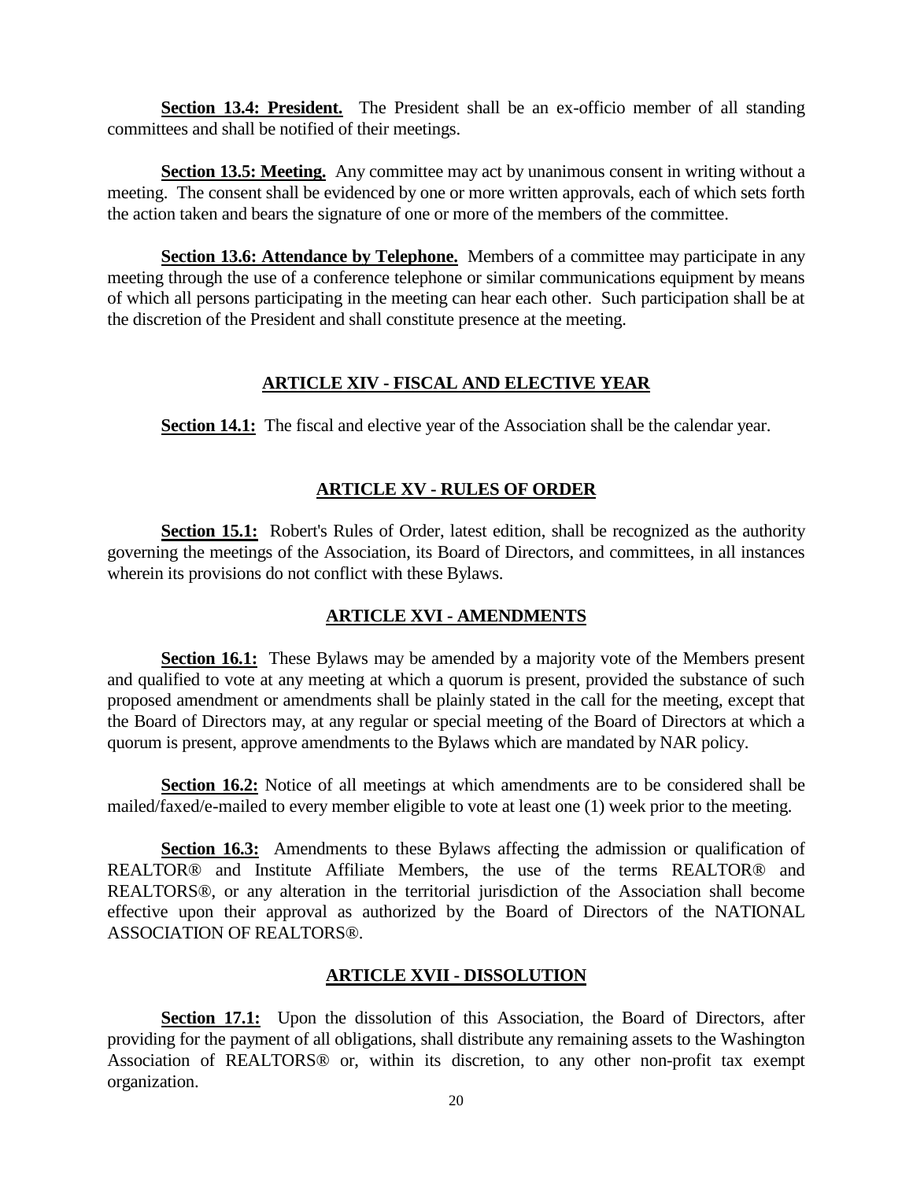**Section 13.4: President.** The President shall be an ex-officio member of all standing committees and shall be notified of their meetings.

**Section 13.5: Meeting.** Any committee may act by unanimous consent in writing without a meeting. The consent shall be evidenced by one or more written approvals, each of which sets forth the action taken and bears the signature of one or more of the members of the committee.

**Section 13.6: Attendance by Telephone.** Members of a committee may participate in any meeting through the use of a conference telephone or similar communications equipment by means of which all persons participating in the meeting can hear each other. Such participation shall be at the discretion of the President and shall constitute presence at the meeting.

## ARTICLE XIV - FISCAL AND ELECTIVE YEAR

**Section 14.1:** The fiscal and elective year of the Association shall be the calendar year.

## ARTICLE XV - RULES OF ORDER

**Section 15.1:** Robert's Rules of Order, latest edition, shall be recognized as the authority governing the meetings of the Association, its Board of Directors, and committees, in all instances wherein its provisions do not conflict with these Bylaws.

## ARTICLE XVI - AMENDMENTS

**Section 16.1:** These Bylaws may be amended by a majority vote of the Members present and qualified to vote at any meeting at which a quorum is present, provided the substance of such proposed amendment or amendments shall be plainly stated in the call for the meeting, except that the Board of Directors may, at any regular or special meeting of the Board of Directors at which a quorum is present, approve amendments to the Bylaws which are mandated by NAR policy.

**Section 16.2:** Notice of all meetings at which amendments are to be considered shall be mailed/faxed/e-mailed to every member eligible to vote at least one (1) week prior to the meeting.

**Section 16.3:** Amendments to these Bylaws affecting the admission or qualification of REALTOR® and Institute Affiliate Members, the use of the terms REALTOR® and REALTORS®, or any alteration in the territorial jurisdiction of the Association shall become effective upon their approval as authorized by the Board of Directors of the NATIONAL ASSOCIATION OF REALTORS®.

## ARTICLE XVII - DISSOLUTION

**Section 17.1:** Upon the dissolution of this Association, the Board of Directors, after providing for the payment of all obligations, shall distribute any remaining assets to the Washington Association of REALTORS® or, within its discretion, to any other non-profit tax exempt organization.